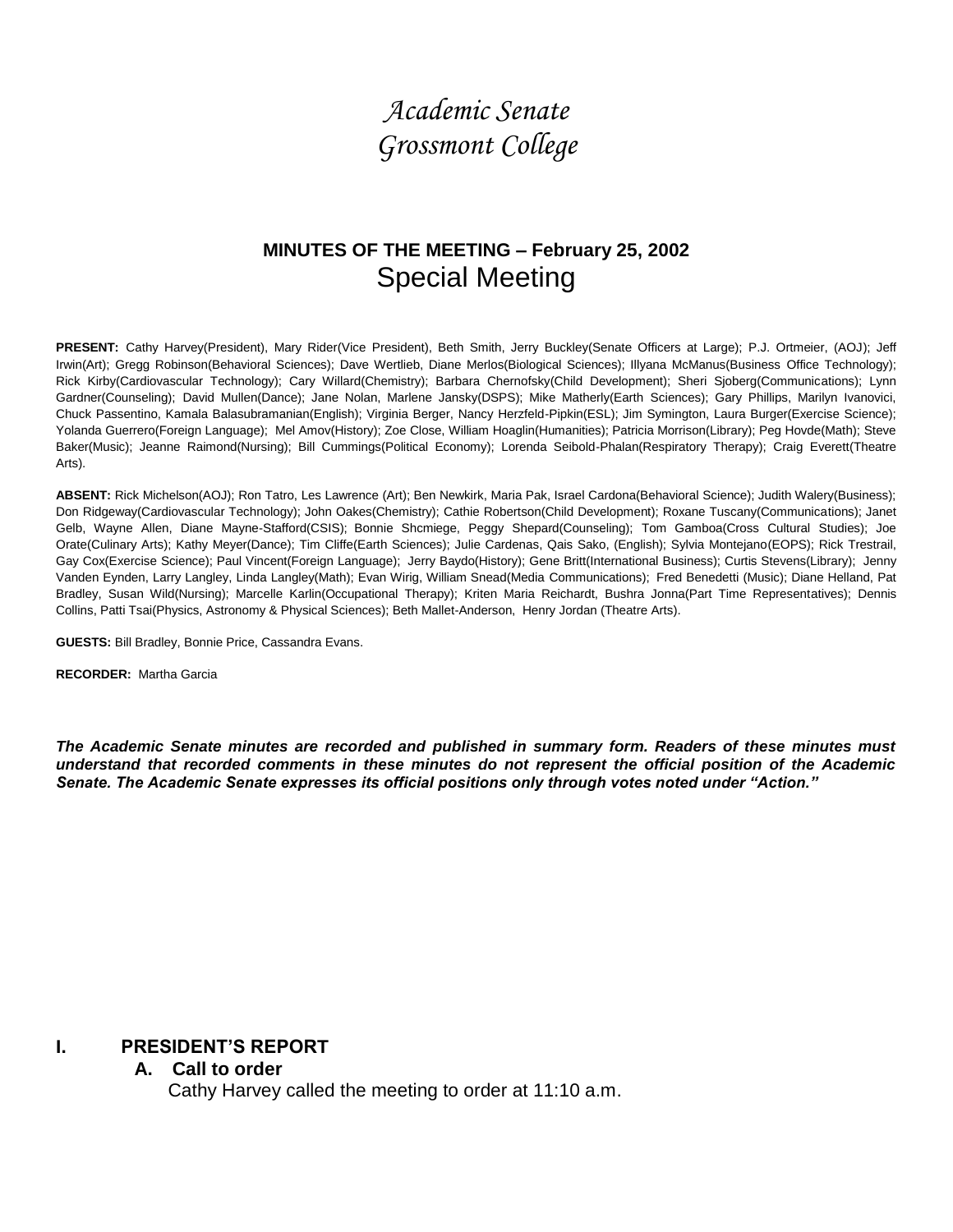# *Academic Senate*
# *Grossmont College*

## MINUTES OF THE MEETING – February 25, 2002
## Special Meeting

**PRESENT:** Cathy Harvey(President), Mary Rider(Vice President), Beth Smith, Jerry Buckley(Senate Officers at Large); P.J. Ortmeier, (AOJ); Jeff Irwin(Art); Gregg Robinson(Behavioral Sciences); Dave Wertlieb, Diane Merlos(Biological Sciences); Illyana McManus(Business Office Technology); Rick Kirby(Cardiovascular Technology); Cary Willard(Chemistry); Barbara Chernofsky(Child Development); Sheri Sjoberg(Communications); Lynn Gardner(Counseling); David Mullen(Dance); Jane Nolan, Marlene Jansky(DSPS); Mike Matherly(Earth Sciences); Gary Phillips, Marilyn Ivanovici, Chuck Passentino, Kamala Balasubramanian(English); Virginia Berger, Nancy Herzfeld-Pipkin(ESL); Jim Symington, Laura Burger(Exercise Science); Yolanda Guerrero(Foreign Language); Mel Amov(History); Zoe Close, William Hoaglin(Humanities); Patricia Morrison(Library); Peg Hovde(Math); Steve Baker(Music); Jeanne Raimond(Nursing); Bill Cummings(Political Economy); Lorenda Seibold-Phalan(Respiratory Therapy); Craig Everett(Theatre Arts).

**ABSENT:** Rick Michelson(AOJ); Ron Tatro, Les Lawrence (Art); Ben Newkirk, Maria Pak, Israel Cardona(Behavioral Science); Judith Walery(Business); Don Ridgeway(Cardiovascular Technology); John Oakes(Chemistry); Cathie Robertson(Child Development); Roxane Tuscany(Communications); Janet Gelb, Wayne Allen, Diane Mayne-Stafford(CSIS); Bonnie Shcmiege, Peggy Shepard(Counseling); Tom Gamboa(Cross Cultural Studies); Joe Orate(Culinary Arts); Kathy Meyer(Dance); Tim Cliffe(Earth Sciences); Julie Cardenas, Qais Sako, (English); Sylvia Montejano(EOPS); Rick Trestrail, Gay Cox(Exercise Science); Paul Vincent(Foreign Language); Jerry Baydo(History); Gene Britt(International Business); Curtis Stevens(Library); Jenny Vanden Eynden, Larry Langley, Linda Langley(Math); Evan Wirig, William Snead(Media Communications); Fred Benedetti (Music); Diane Helland, Pat Bradley, Susan Wild(Nursing); Marcelle Karlin(Occupational Therapy); Kriten Maria Reichardt, Bushra Jonna(Part Time Representatives); Dennis Collins, Patti Tsai(Physics, Astronomy & Physical Sciences); Beth Mallet-Anderson, Henry Jordan (Theatre Arts).

**GUESTS:** Bill Bradley, Bonnie Price, Cassandra Evans.

**RECORDER:** Martha Garcia

***The Academic Senate minutes are recorded and published in summary form. Readers of these minutes must understand that recorded comments in these minutes do not represent the official position of the Academic Senate. The Academic Senate expresses its official positions only through votes noted under "Action."***

## I. PRESIDENT'S REPORT

### A. Call to order

Cathy Harvey called the meeting to order at 11:10 a.m.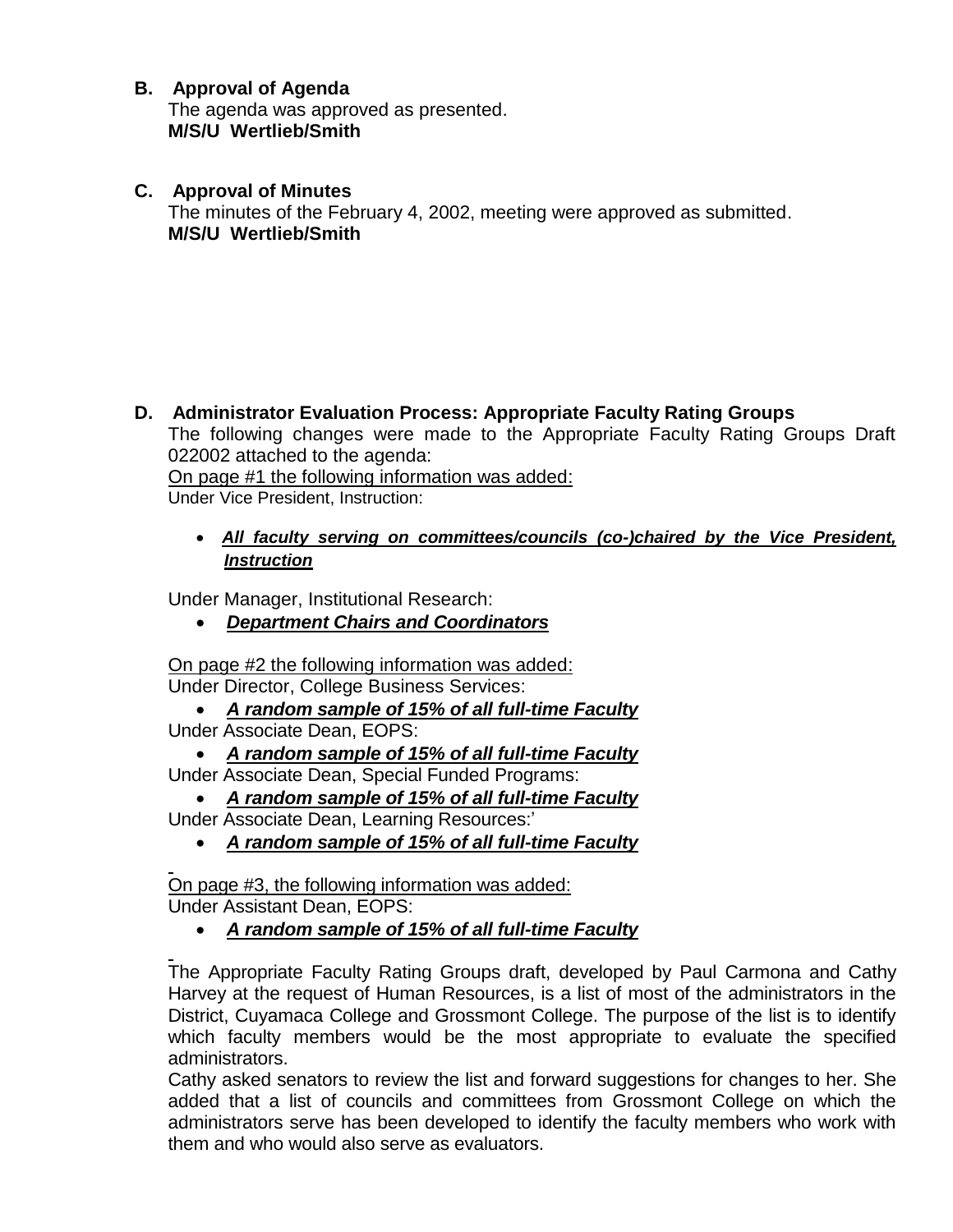### B. Approval of Agenda

The agenda was approved as presented.
**M/S/U Wertlieb/Smith**

### C. Approval of Minutes

The minutes of the February 4, 2002, meeting were approved as submitted.
**M/S/U Wertlieb/Smith**

### D. Administrator Evaluation Process: Appropriate Faculty Rating Groups

The following changes were made to the Appropriate Faculty Rating Groups Draft 022002 attached to the agenda:

On page #1 the following information was added:

Under Vice President, Instruction:

- ***All faculty serving on committees/councils (co-)chaired by the Vice President, Instruction***

Under Manager, Institutional Research:

- ***Department Chairs and Coordinators***

On page #2 the following information was added:

Under Director, College Business Services:

- ***A random sample of 15% of all full-time Faculty***

Under Associate Dean, EOPS:

- ***A random sample of 15% of all full-time Faculty***

Under Associate Dean, Special Funded Programs:

- ***A random sample of 15% of all full-time Faculty***

Under Associate Dean, Learning Resources:'

- ***A random sample of 15% of all full-time Faculty***

On page #3, the following information was added:

Under Assistant Dean, EOPS:

- ***A random sample of 15% of all full-time Faculty***

The Appropriate Faculty Rating Groups draft, developed by Paul Carmona and Cathy Harvey at the request of Human Resources, is a list of most of the administrators in the District, Cuyamaca College and Grossmont College. The purpose of the list is to identify which faculty members would be the most appropriate to evaluate the specified administrators.

Cathy asked senators to review the list and forward suggestions for changes to her. She added that a list of councils and committees from Grossmont College on which the administrators serve has been developed to identify the faculty members who work with them and who would also serve as evaluators.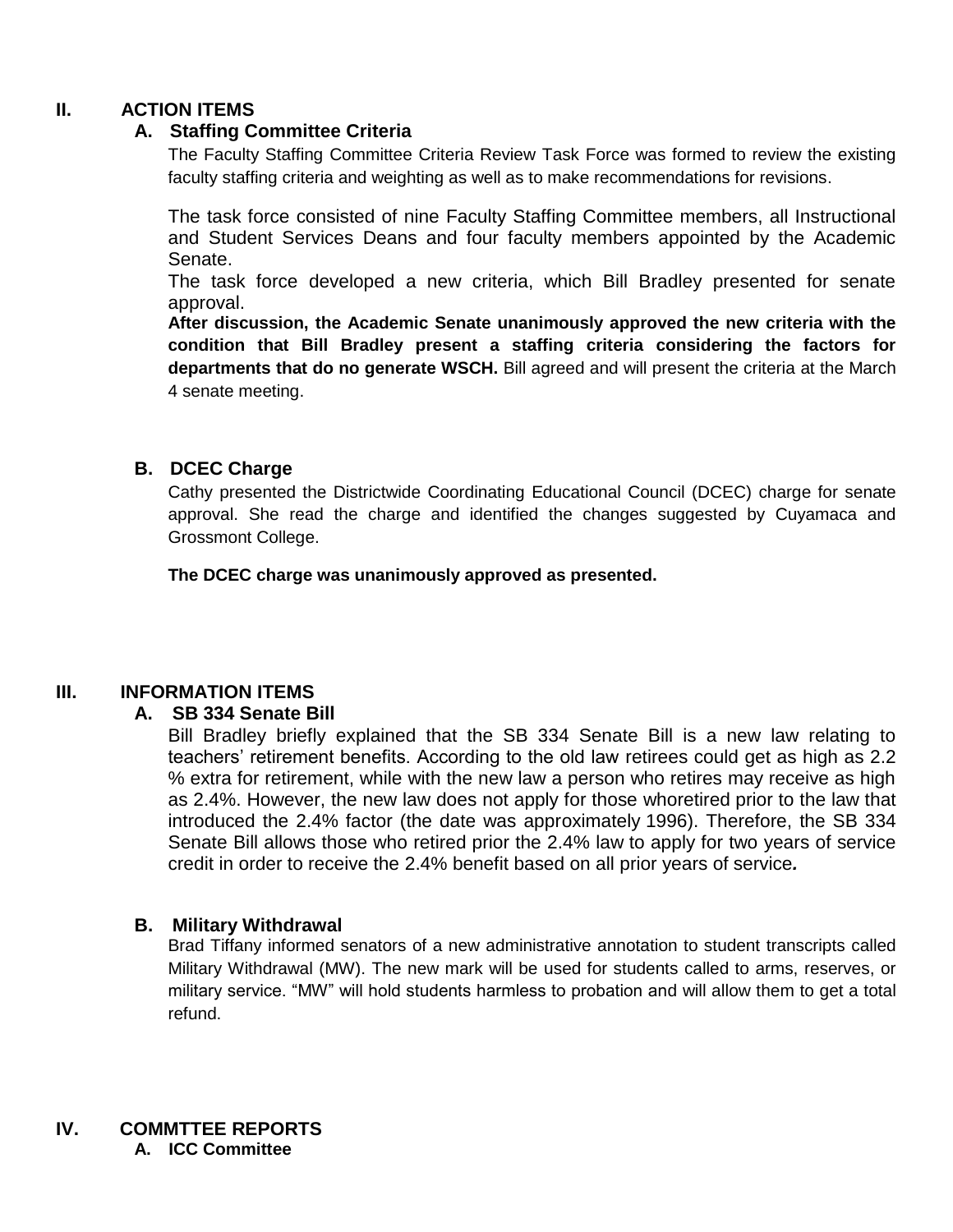## II. ACTION ITEMS

### A. Staffing Committee Criteria

The Faculty Staffing Committee Criteria Review Task Force was formed to review the existing faculty staffing criteria and weighting as well as to make recommendations for revisions.

The task force consisted of nine Faculty Staffing Committee members, all Instructional and Student Services Deans and four faculty members appointed by the Academic Senate.

The task force developed a new criteria, which Bill Bradley presented for senate approval.

**After discussion, the Academic Senate unanimously approved the new criteria with the condition that Bill Bradley present a staffing criteria considering the factors for departments that do no generate WSCH.** Bill agreed and will present the criteria at the March 4 senate meeting.

### B. DCEC Charge

Cathy presented the Districtwide Coordinating Educational Council (DCEC) charge for senate approval. She read the charge and identified the changes suggested by Cuyamaca and Grossmont College.

**The DCEC charge was unanimously approved as presented.**

## III. INFORMATION ITEMS

### A. SB 334 Senate Bill

Bill Bradley briefly explained that the SB 334 Senate Bill is a new law relating to teachers' retirement benefits. According to the old law retirees could get as high as 2.2 % extra for retirement, while with the new law a person who retires may receive as high as 2.4%. However, the new law does not apply for those whoretired prior to the law that introduced the 2.4% factor (the date was approximately 1996). Therefore, the SB 334 Senate Bill allows those who retired prior the 2.4% law to apply for two years of service credit in order to receive the 2.4% benefit based on all prior years of service.

### B. Military Withdrawal

Brad Tiffany informed senators of a new administrative annotation to student transcripts called Military Withdrawal (MW). The new mark will be used for students called to arms, reserves, or military service. "MW" will hold students harmless to probation and will allow them to get a total refund.

## IV. COMMTTEE REPORTS

### A. ICC Committee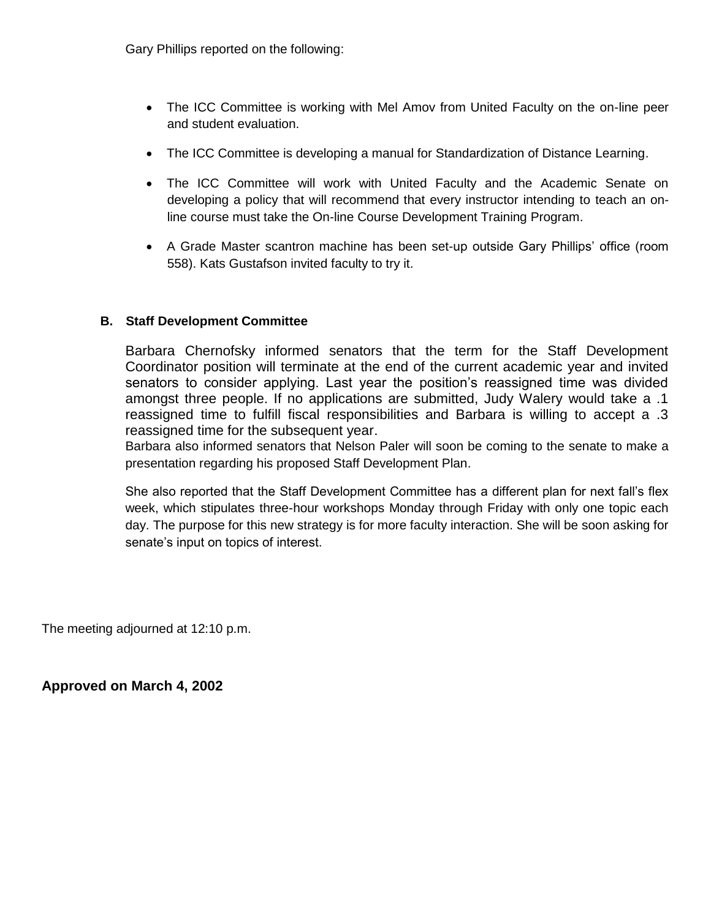Gary Phillips reported on the following:

- The ICC Committee is working with Mel Amov from United Faculty on the on-line peer and student evaluation.
- The ICC Committee is developing a manual for Standardization of Distance Learning.
- The ICC Committee will work with United Faculty and the Academic Senate on developing a policy that will recommend that every instructor intending to teach an on-line course must take the On-line Course Development Training Program.
- A Grade Master scantron machine has been set-up outside Gary Phillips' office (room 558). Kats Gustafson invited faculty to try it.

**B. Staff Development Committee**

Barbara Chernofsky informed senators that the term for the Staff Development Coordinator position will terminate at the end of the current academic year and invited senators to consider applying. Last year the position's reassigned time was divided amongst three people. If no applications are submitted, Judy Walery would take a .1 reassigned time to fulfill fiscal responsibilities and Barbara is willing to accept a .3 reassigned time for the subsequent year.

Barbara also informed senators that Nelson Paler will soon be coming to the senate to make a presentation regarding his proposed Staff Development Plan.

She also reported that the Staff Development Committee has a different plan for next fall's flex week, which stipulates three-hour workshops Monday through Friday with only one topic each day. The purpose for this new strategy is for more faculty interaction. She will be soon asking for senate's input on topics of interest.

The meeting adjourned at 12:10 p.m.

**Approved on March 4, 2002**